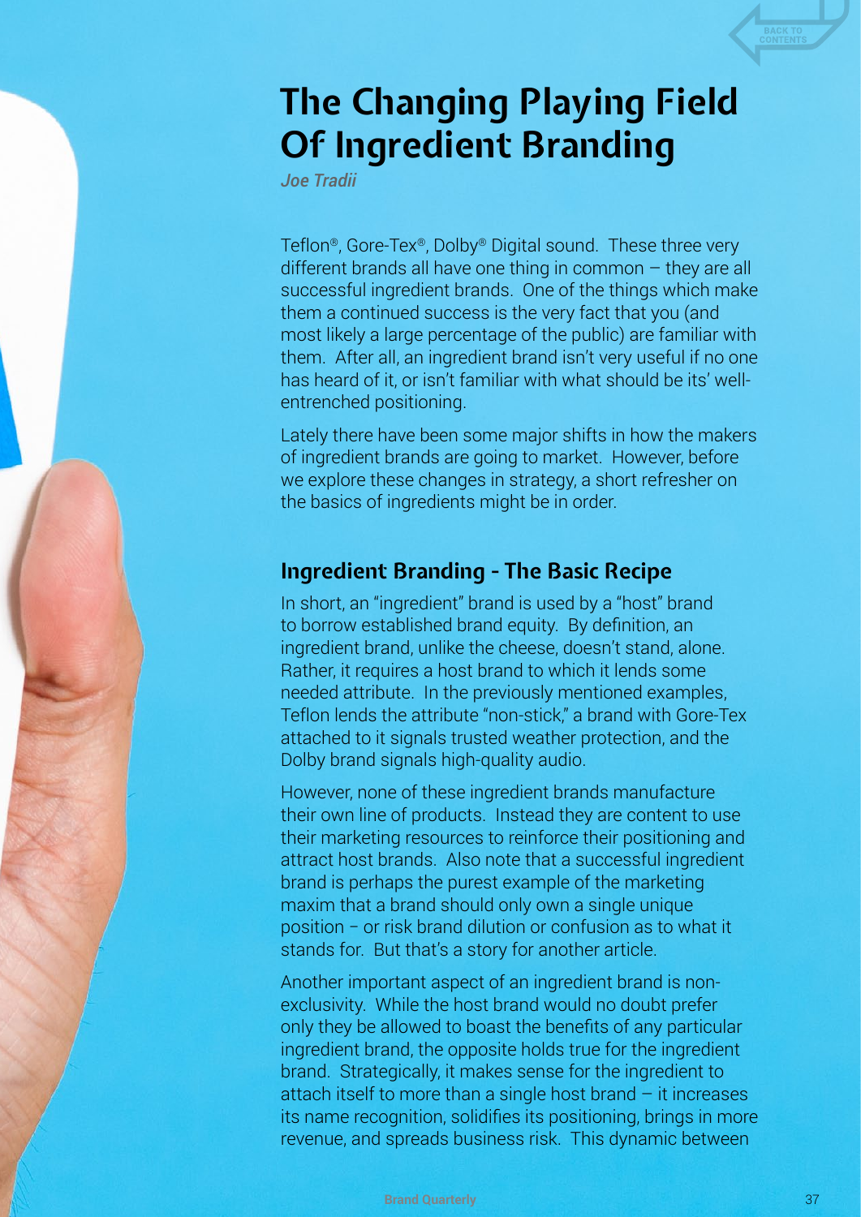# The Changing Playing Field Of Ingredient Branding

*Joe Tradii*

Teflon®, Gore-Tex®, Dolby® Digital sound. These three very different brands all have one thing in common – they are all successful ingredient brands. One of the things which make them a continued success is the very fact that you (and most likely a large percentage of the public) are familiar with them. After all, an ingredient brand isn't very useful if no one has heard of it, or isn't familiar with what should be its' well-entrenched positioning.

Lately there have been some major shifts in how the makers of ingredient brands are going to market. However, before we explore these changes in strategy, a short refresher on the basics of ingredients might be in order.

## Ingredient Branding - The Basic Recipe

In short, an "ingredient" brand is used by a "host" brand to borrow established brand equity. By definition, an ingredient brand, unlike the cheese, doesn't stand, alone. Rather, it requires a host brand to which it lends some needed attribute. In the previously mentioned examples, Teflon lends the attribute "non-stick," a brand with Gore-Tex attached to it signals trusted weather protection, and the Dolby brand signals high-quality audio.

However, none of these ingredient brands manufacture their own line of products. Instead they are content to use their marketing resources to reinforce their positioning and attract host brands. Also note that a successful ingredient brand is perhaps the purest example of the marketing maxim that a brand should only own a single unique position – or risk brand dilution or confusion as to what it stands for. But that's a story for another article.

Another important aspect of an ingredient brand is non-exclusivity. While the host brand would no doubt prefer only they be allowed to boast the benefits of any particular ingredient brand, the opposite holds true for the ingredient brand. Strategically, it makes sense for the ingredient to attach itself to more than a single host brand – it increases its name recognition, solidifies its positioning, brings in more revenue, and spreads business risk. This dynamic between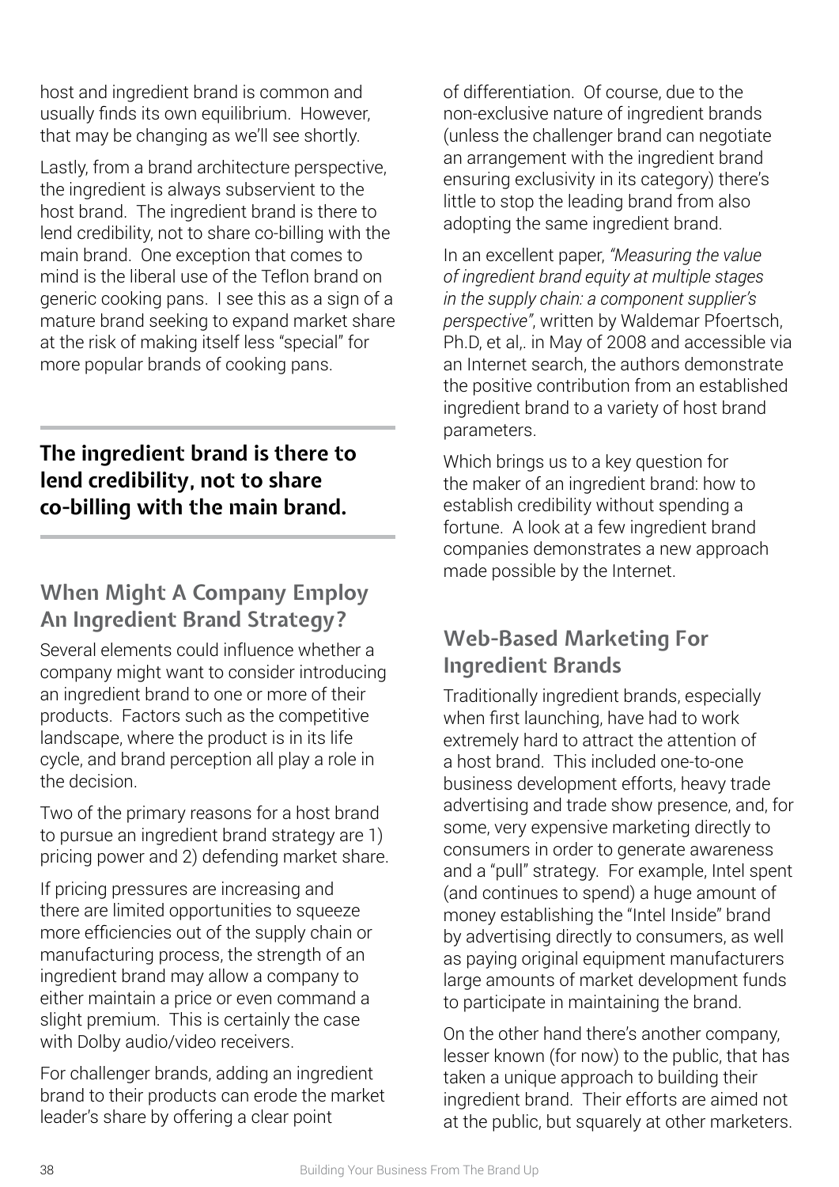host and ingredient brand is common and usually finds its own equilibrium. However, that may be changing as we'll see shortly.

Lastly, from a brand architecture perspective, the ingredient is always subservient to the host brand. The ingredient brand is there to lend credibility, not to share co-billing with the main brand. One exception that comes to mind is the liberal use of the Teflon brand on generic cooking pans. I see this as a sign of a mature brand seeking to expand market share at the risk of making itself less "special" for more popular brands of cooking pans.

**The ingredient brand is there to lend credibility, not to share co-billing with the main brand.**

## When Might A Company Employ An Ingredient Brand Strategy?

Several elements could influence whether a company might want to consider introducing an ingredient brand to one or more of their products. Factors such as the competitive landscape, where the product is in its life cycle, and brand perception all play a role in the decision.

Two of the primary reasons for a host brand to pursue an ingredient brand strategy are 1) pricing power and 2) defending market share.

If pricing pressures are increasing and there are limited opportunities to squeeze more efficiencies out of the supply chain or manufacturing process, the strength of an ingredient brand may allow a company to either maintain a price or even command a slight premium. This is certainly the case with Dolby audio/video receivers.

For challenger brands, adding an ingredient brand to their products can erode the market leader's share by offering a clear point of differentiation. Of course, due to the non-exclusive nature of ingredient brands (unless the challenger brand can negotiate an arrangement with the ingredient brand ensuring exclusivity in its category) there's little to stop the leading brand from also adopting the same ingredient brand.

In an excellent paper, *"Measuring the value of ingredient brand equity at multiple stages in the supply chain: a component supplier's perspective"*, written by Waldemar Pfoertsch, Ph.D, et al,. in May of 2008 and accessible via an Internet search, the authors demonstrate the positive contribution from an established ingredient brand to a variety of host brand parameters.

Which brings us to a key question for the maker of an ingredient brand: how to establish credibility without spending a fortune. A look at a few ingredient brand companies demonstrates a new approach made possible by the Internet.

## Web-Based Marketing For Ingredient Brands

Traditionally ingredient brands, especially when first launching, have had to work extremely hard to attract the attention of a host brand. This included one-to-one business development efforts, heavy trade advertising and trade show presence, and, for some, very expensive marketing directly to consumers in order to generate awareness and a "pull" strategy. For example, Intel spent (and continues to spend) a huge amount of money establishing the "Intel Inside" brand by advertising directly to consumers, as well as paying original equipment manufacturers large amounts of market development funds to participate in maintaining the brand.

On the other hand there's another company, lesser known (for now) to the public, that has taken a unique approach to building their ingredient brand. Their efforts are aimed not at the public, but squarely at other marketers.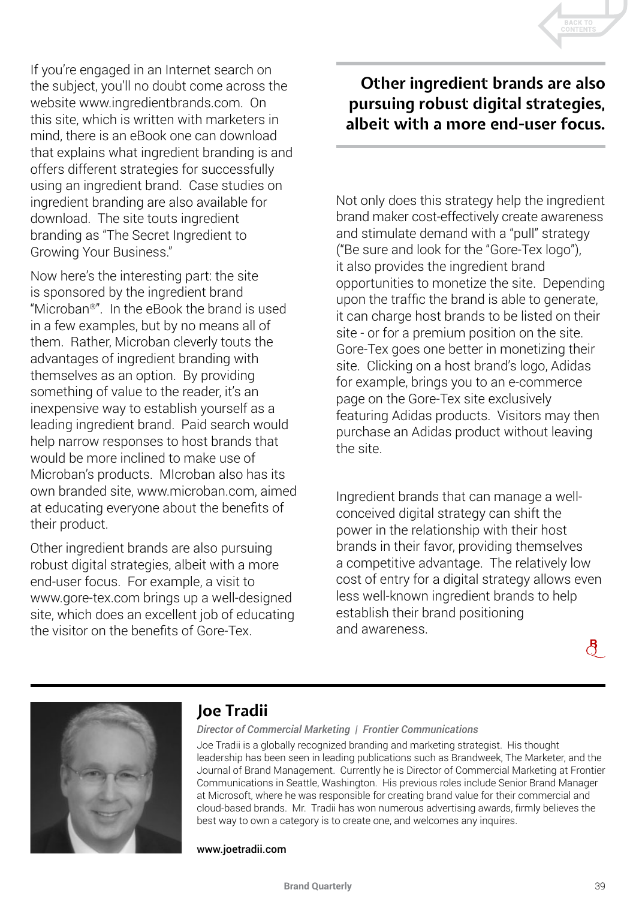If you're engaged in an Internet search on the subject, you'll no doubt come across the website www.ingredientbrands.com. On this site, which is written with marketers in mind, there is an eBook one can download that explains what ingredient branding is and offers different strategies for successfully using an ingredient brand. Case studies on ingredient branding are also available for download. The site touts ingredient branding as "The Secret Ingredient to Growing Your Business."

Now here's the interesting part: the site is sponsored by the ingredient brand "Microban®". In the eBook the brand is used in a few examples, but by no means all of them. Rather, Microban cleverly touts the advantages of ingredient branding with themselves as an option. By providing something of value to the reader, it's an inexpensive way to establish yourself as a leading ingredient brand. Paid search would help narrow responses to host brands that would be more inclined to make use of Microban's products. MIcroban also has its own branded site, www.microban.com, aimed at educating everyone about the benefits of their product.

Other ingredient brands are also pursuing robust digital strategies, albeit with a more end-user focus. For example, a visit to www.gore-tex.com brings up a well-designed site, which does an excellent job of educating the visitor on the benefits of Gore-Tex.

**Other ingredient brands are also pursuing robust digital strategies, albeit with a more end-user focus.**

Not only does this strategy help the ingredient brand maker cost-effectively create awareness and stimulate demand with a "pull" strategy ("Be sure and look for the "Gore-Tex logo"), it also provides the ingredient brand opportunities to monetize the site. Depending upon the traffic the brand is able to generate, it can charge host brands to be listed on their site - or for a premium position on the site. Gore-Tex goes one better in monetizing their site. Clicking on a host brand's logo, Adidas for example, brings you to an e-commerce page on the Gore-Tex site exclusively featuring Adidas products. Visitors may then purchase an Adidas product without leaving the site.

Ingredient brands that can manage a well-conceived digital strategy can shift the power in the relationship with their host brands in their favor, providing themselves a competitive advantage. The relatively low cost of entry for a digital strategy allows even less well-known ingredient brands to help establish their brand positioning and awareness.

## Joe Tradii

*Director of Commercial Marketing | Frontier Communications*

Joe Tradii is a globally recognized branding and marketing strategist. His thought leadership has been seen in leading publications such as Brandweek, The Marketer, and the Journal of Brand Management. Currently he is Director of Commercial Marketing at Frontier Communications in Seattle, Washington. His previous roles include Senior Brand Manager at Microsoft, where he was responsible for creating brand value for their commercial and cloud-based brands. Mr. Tradii has won numerous advertising awards, firmly believes the best way to own a category is to create one, and welcomes any inquires.

www.joetradii.com